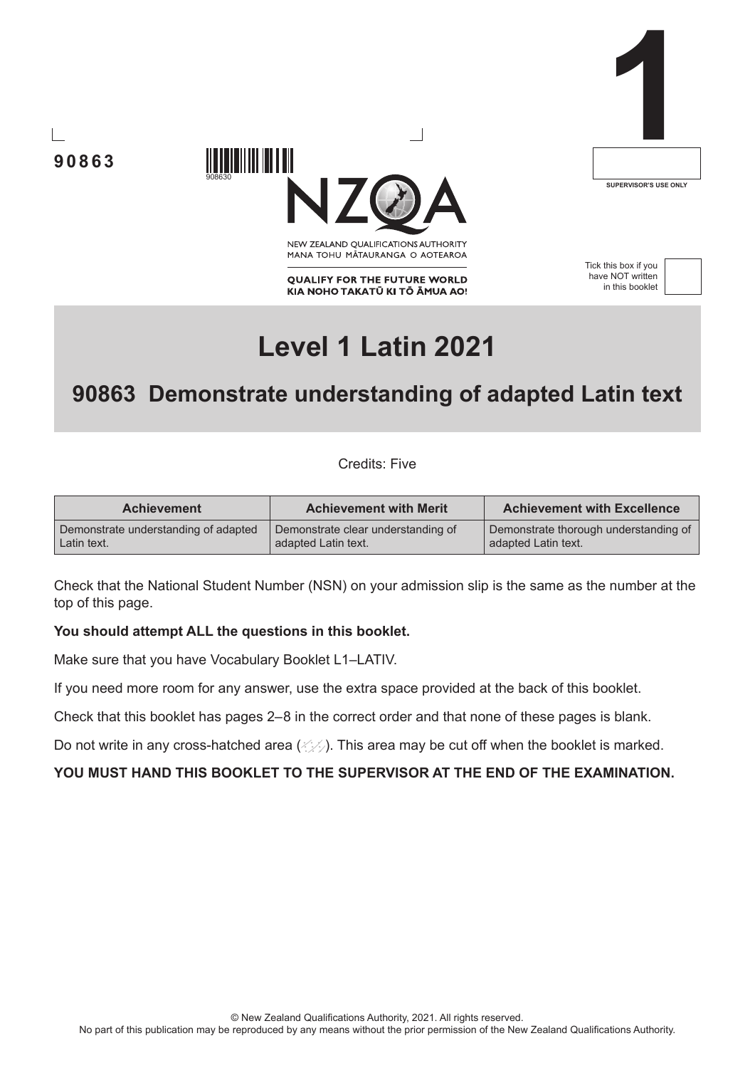90863

908630

NEW ZEALAND QUALIFICATIONS AUTHORITY
MANA TOHU MĀTAURANGA O AOTEAROA

**QUALIFY FOR THE FUTURE WORLD**
**KIA NOHO TAKATŪ KI TŌ ĀMUA AO!**

**1**

SUPERVISOR'S USE ONLY

Tick this box if you have NOT written in this booklet

# Level 1 Latin 2021

## 90863 Demonstrate understanding of adapted Latin text

Credits: Five

| Achievement | Achievement with Merit | Achievement with Excellence |
|---|---|---|
| Demonstrate understanding of adapted Latin text. | Demonstrate clear understanding of adapted Latin text. | Demonstrate thorough understanding of adapted Latin text. |

Check that the National Student Number (NSN) on your admission slip is the same as the number at the top of this page.

**You should attempt ALL the questions in this booklet.**

Make sure that you have Vocabulary Booklet L1–LATIV.

If you need more room for any answer, use the extra space provided at the back of this booklet.

Check that this booklet has pages 2–8 in the correct order and that none of these pages is blank.

Do not write in any cross-hatched area. This area may be cut off when the booklet is marked.

**YOU MUST HAND THIS BOOKLET TO THE SUPERVISOR AT THE END OF THE EXAMINATION.**

© New Zealand Qualifications Authority, 2021. All rights reserved.
No part of this publication may be reproduced by any means without the prior permission of the New Zealand Qualifications Authority.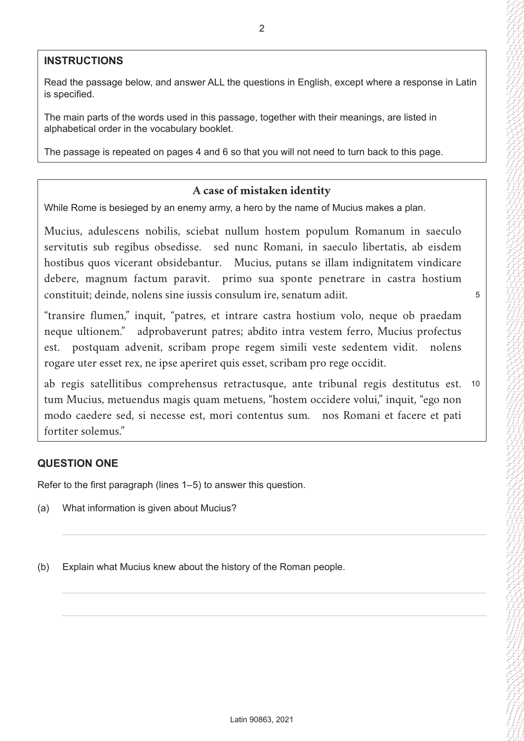## INSTRUCTIONS

Read the passage below, and answer ALL the questions in English, except where a response in Latin is specified.

The main parts of the words used in this passage, together with their meanings, are listed in alphabetical order in the vocabulary booklet.

The passage is repeated on pages 4 and 6 so that you will not need to turn back to this page.

### A case of mistaken identity

While Rome is besieged by an enemy army, a hero by the name of Mucius makes a plan.

Mucius, adulescens nobilis, sciebat nullum hostem populum Romanum in saeculo servitutis sub regibus obsedisse. sed nunc Romani, in saeculo libertatis, ab eisdem hostibus quos vicerant obsidebantur. Mucius, putans se illam indignitatem vindicare debere, magnum factum paravit. primo sua sponte penetrare in castra hostium constituit; deinde, nolens sine iussis consulum ire, senatum adiit. 5

"transire flumen," inquit, "patres, et intrare castra hostium volo, neque ob praedam neque ultionem." adprobaverunt patres; abdito intra vestem ferro, Mucius profectus est. postquam advenit, scribam prope regem simili veste sedentem vidit. nolens rogare uter esset rex, ne ipse aperiret quis esset, scribam pro rege occidit.

ab regis satellitibus comprehensus retractusque, ante tribunal regis destitutus est. 10 tum Mucius, metuendus magis quam metuens, "hostem occidere volui," inquit, "ego non modo caedere sed, si necesse est, mori contentus sum. nos Romani et facere et pati fortiter solemus."

## QUESTION ONE

Refer to the first paragraph (lines 1–5) to answer this question.

(a) What information is given about Mucius?

(b) Explain what Mucius knew about the history of the Roman people.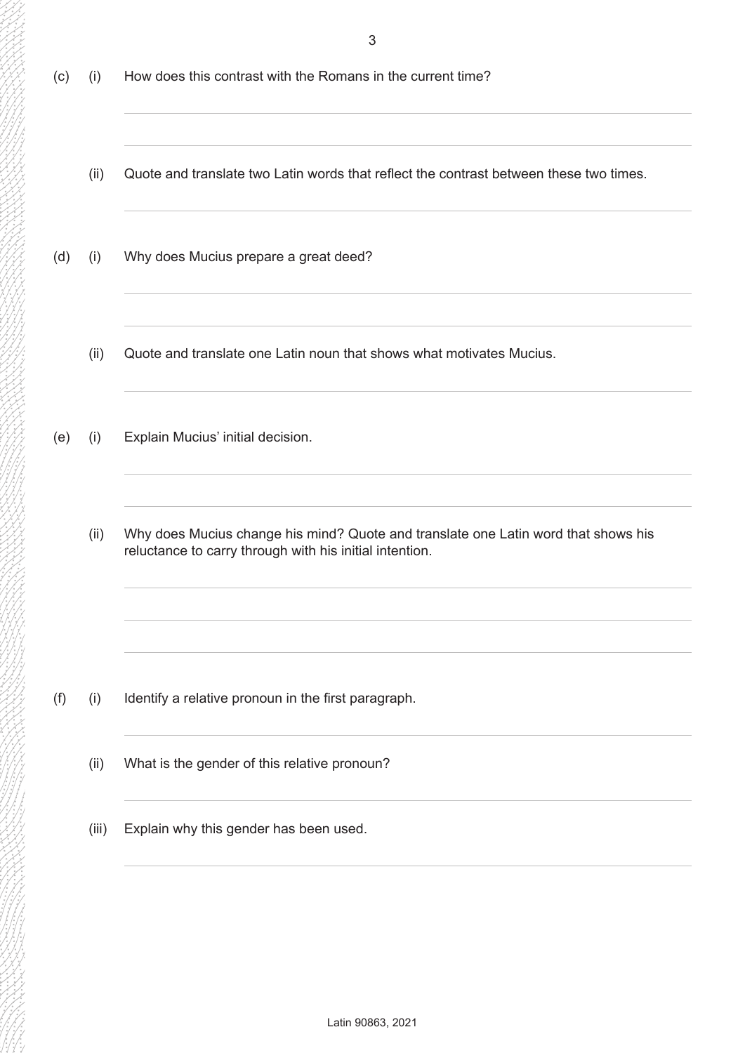(c) (i) How does this contrast with the Romans in the current time?

(ii) Quote and translate two Latin words that reflect the contrast between these two times.

(d) (i) Why does Mucius prepare a great deed?

(ii) Quote and translate one Latin noun that shows what motivates Mucius.

(e) (i) Explain Mucius' initial decision.

(ii) Why does Mucius change his mind? Quote and translate one Latin word that shows his reluctance to carry through with his initial intention.

(f) (i) Identify a relative pronoun in the first paragraph.

(ii) What is the gender of this relative pronoun?

(iii) Explain why this gender has been used.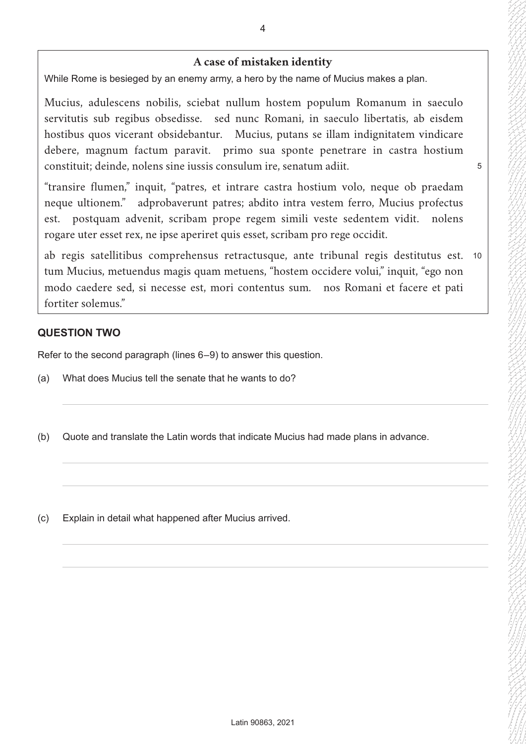## A case of mistaken identity

While Rome is besieged by an enemy army, a hero by the name of Mucius makes a plan.

Mucius, adulescens nobilis, sciebat nullum hostem populum Romanum in saeculo servitutis sub regibus obsedisse. sed nunc Romani, in saeculo libertatis, ab eisdem hostibus quos vicerant obsidebantur. Mucius, putans se illam indignitatem vindicare debere, magnum factum paravit. primo sua sponte penetrare in castra hostium constituit; deinde, nolens sine iussis consulum ire, senatum adiit. 5

"transire flumen," inquit, "patres, et intrare castra hostium volo, neque ob praedam neque ultionem." adprobaverunt patres; abdito intra vestem ferro, Mucius profectus est. postquam advenit, scribam prope regem simili veste sedentem vidit. nolens rogare uter esset rex, ne ipse aperiret quis esset, scribam pro rege occidit.

ab regis satellitibus comprehensus retractusque, ante tribunal regis destitutus est. 10 tum Mucius, metuendus magis quam metuens, "hostem occidere volui," inquit, "ego non modo caedere sed, si necesse est, mori contentus sum. nos Romani et facere et pati fortiter solemus."

### QUESTION TWO

Refer to the second paragraph (lines 6–9) to answer this question.

(a) What does Mucius tell the senate that he wants to do?

(b) Quote and translate the Latin words that indicate Mucius had made plans in advance.

(c) Explain in detail what happened after Mucius arrived.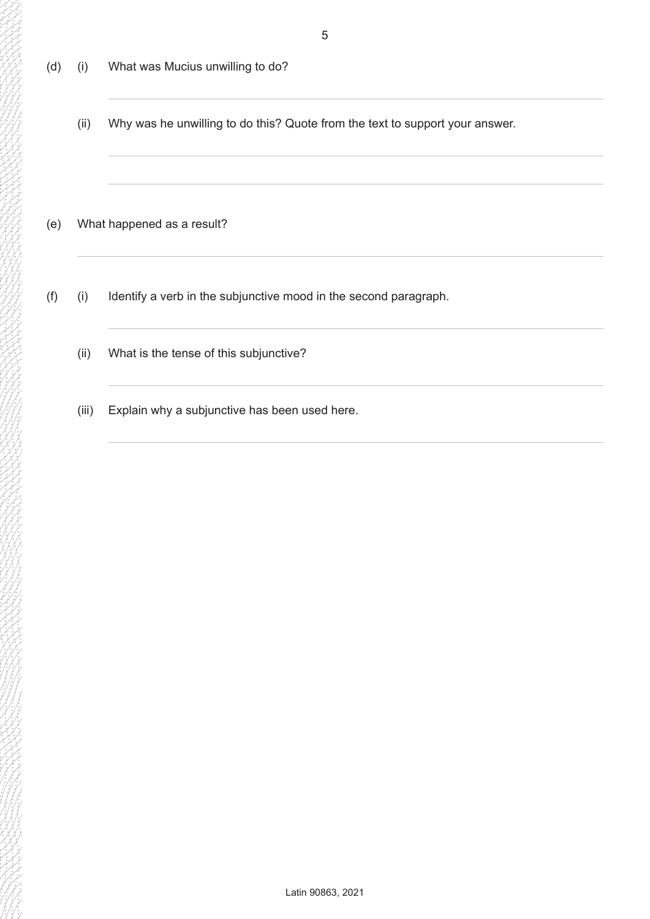(d) (i) What was Mucius unwilling to do?

(ii) Why was he unwilling to do this? Quote from the text to support your answer.

(e) What happened as a result?

(f) (i) Identify a verb in the subjunctive mood in the second paragraph.

(ii) What is the tense of this subjunctive?

(iii) Explain why a subjunctive has been used here.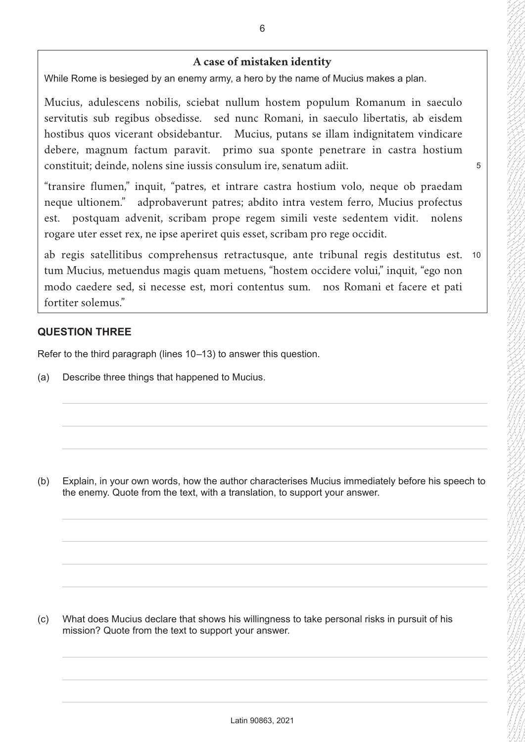**A case of mistaken identity**

While Rome is besieged by an enemy army, a hero by the name of Mucius makes a plan.

Mucius, adulescens nobilis, sciebat nullum hostem populum Romanum in saeculo servitutis sub regibus obsedisse. sed nunc Romani, in saeculo libertatis, ab eisdem hostibus quos vicerant obsidebantur. Mucius, putans se illam indignitatem vindicare debere, magnum factum paravit. primo sua sponte penetrare in castra hostium constituit; deinde, nolens sine iussis consulum ire, senatum adiit. 5

"transire flumen," inquit, "patres, et intrare castra hostium volo, neque ob praedam neque ultionem." adprobaverunt patres; abdito intra vestem ferro, Mucius profectus est. postquam advenit, scribam prope regem simili veste sedentem vidit. nolens rogare uter esset rex, ne ipse aperiret quis esset, scribam pro rege occidit.

ab regis satellitibus comprehensus retractusque, ante tribunal regis destitutus est. 10 tum Mucius, metuendus magis quam metuens, "hostem occidere volui," inquit, "ego non modo caedere sed, si necesse est, mori contentus sum. nos Romani et facere et pati fortiter solemus."

## QUESTION THREE

Refer to the third paragraph (lines 10–13) to answer this question.

(a) Describe three things that happened to Mucius.

(b) Explain, in your own words, how the author characterises Mucius immediately before his speech to the enemy. Quote from the text, with a translation, to support your answer.

(c) What does Mucius declare that shows his willingness to take personal risks in pursuit of his mission? Quote from the text to support your answer.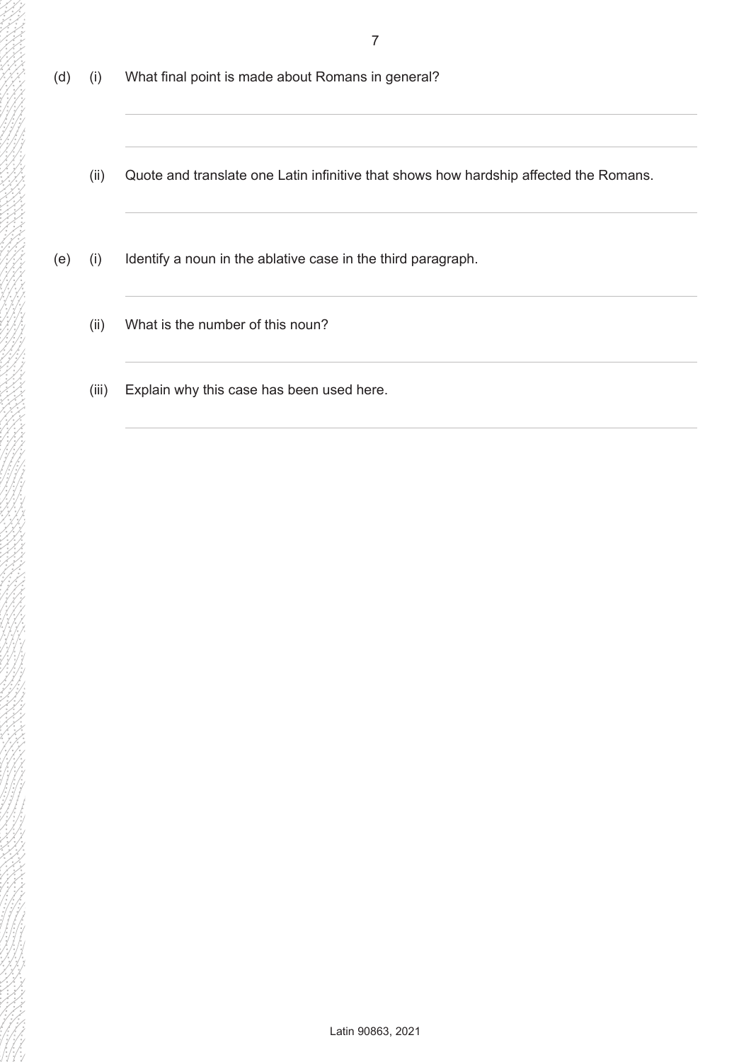(d) (i) What final point is made about Romans in general?

(ii) Quote and translate one Latin infinitive that shows how hardship affected the Romans.

(e) (i) Identify a noun in the ablative case in the third paragraph.

(ii) What is the number of this noun?

(iii) Explain why this case has been used here.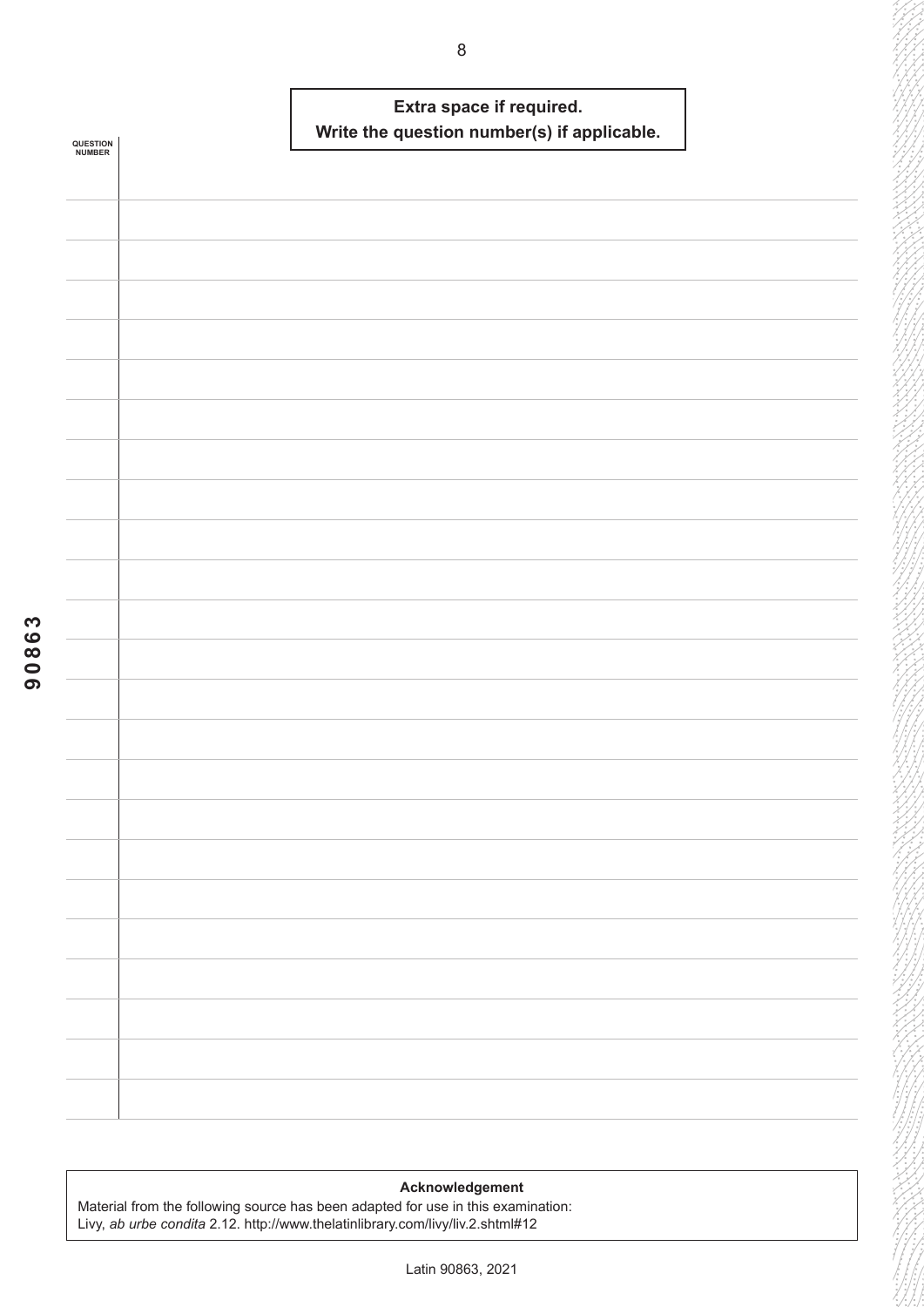**Extra space if required.**
**Write the question number(s) if applicable.**

QUESTION NUMBER

**Acknowledgement**

Material from the following source has been adapted for use in this examination:
Livy, *ab urbe condita* 2.12. http://www.thelatinlibrary.com/livy/liv.2.shtml#12